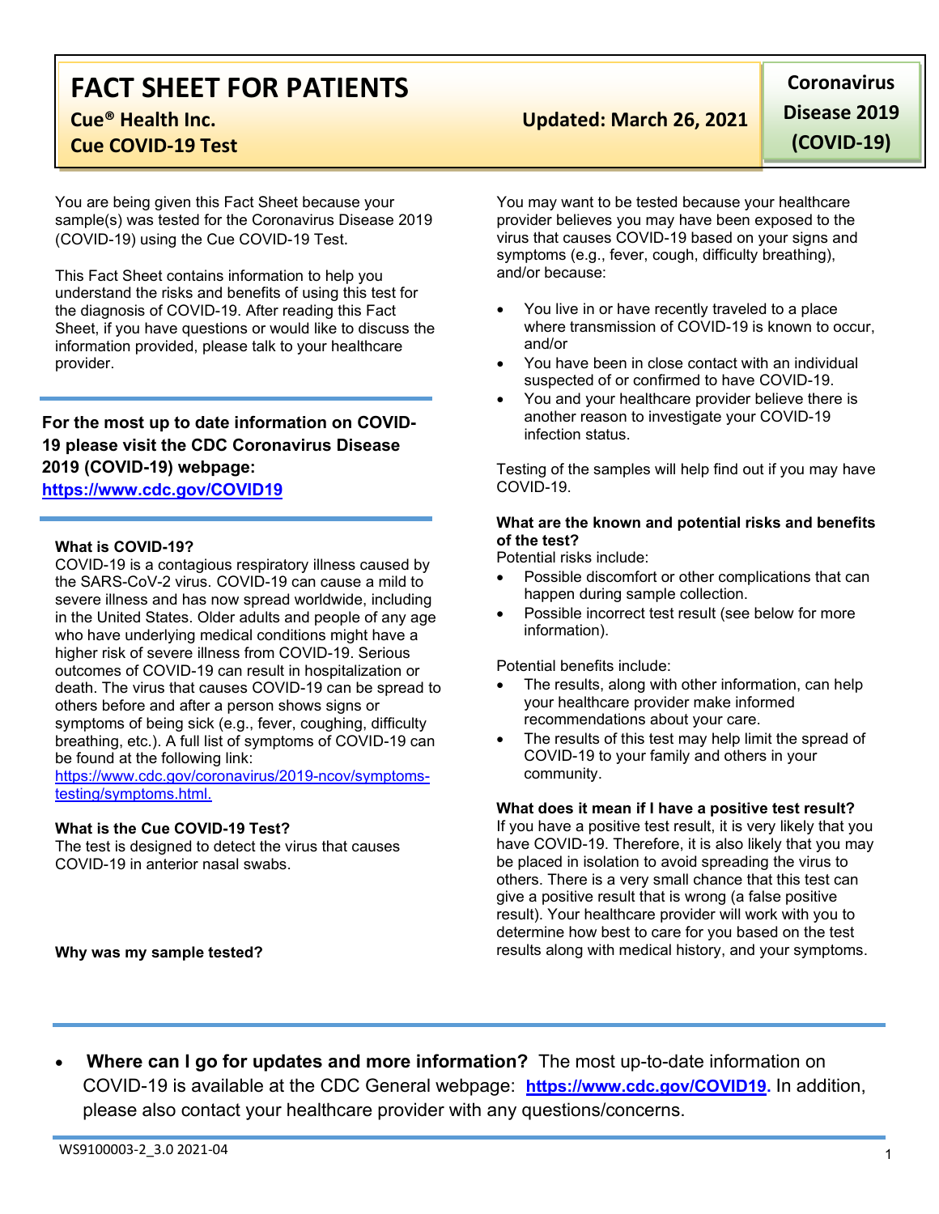# FACT SHEET FOR PATIENTS

**Cue® Health Inc.**
**Cue COVID-19 Test**

**Updated: March 26, 2021**

**Coronavirus Disease 2019 (COVID-19)**

You are being given this Fact Sheet because your sample(s) was tested for the Coronavirus Disease 2019 (COVID-19) using the Cue COVID-19 Test.

This Fact Sheet contains information to help you understand the risks and benefits of using this test for the diagnosis of COVID-19. After reading this Fact Sheet, if you have questions or would like to discuss the information provided, please talk to your healthcare provider.

**For the most up to date information on COVID-19 please visit the CDC Coronavirus Disease 2019 (COVID-19) webpage: https://www.cdc.gov/COVID19**

**What is COVID-19?**

COVID-19 is a contagious respiratory illness caused by the SARS-CoV-2 virus. COVID-19 can cause a mild to severe illness and has now spread worldwide, including in the United States. Older adults and people of any age who have underlying medical conditions might have a higher risk of severe illness from COVID-19. Serious outcomes of COVID-19 can result in hospitalization or death. The virus that causes COVID-19 can be spread to others before and after a person shows signs or symptoms of being sick (e.g., fever, coughing, difficulty breathing, etc.). A full list of symptoms of COVID-19 can be found at the following link: https://www.cdc.gov/coronavirus/2019-ncov/symptoms-testing/symptoms.html.

**What is the Cue COVID-19 Test?**

The test is designed to detect the virus that causes COVID-19 in anterior nasal swabs.

**Why was my sample tested?**

You may want to be tested because your healthcare provider believes you may have been exposed to the virus that causes COVID-19 based on your signs and symptoms (e.g., fever, cough, difficulty breathing), and/or because:

- You live in or have recently traveled to a place where transmission of COVID-19 is known to occur, and/or
- You have been in close contact with an individual suspected of or confirmed to have COVID-19.
- You and your healthcare provider believe there is another reason to investigate your COVID-19 infection status.

Testing of the samples will help find out if you may have COVID-19.

**What are the known and potential risks and benefits of the test?**

Potential risks include:

- Possible discomfort or other complications that can happen during sample collection.
- Possible incorrect test result (see below for more information).

Potential benefits include:

- The results, along with other information, can help your healthcare provider make informed recommendations about your care.
- The results of this test may help limit the spread of COVID-19 to your family and others in your community.

**What does it mean if I have a positive test result?**

If you have a positive test result, it is very likely that you have COVID-19. Therefore, it is also likely that you may be placed in isolation to avoid spreading the virus to others. There is a very small chance that this test can give a positive result that is wrong (a false positive result). Your healthcare provider will work with you to determine how best to care for you based on the test results along with medical history, and your symptoms.

- **Where can I go for updates and more information?** The most up-to-date information on COVID-19 is available at the CDC General webpage: **https://www.cdc.gov/COVID19.** In addition, please also contact your healthcare provider with any questions/concerns.

WS9100003-2_3.0 2021-04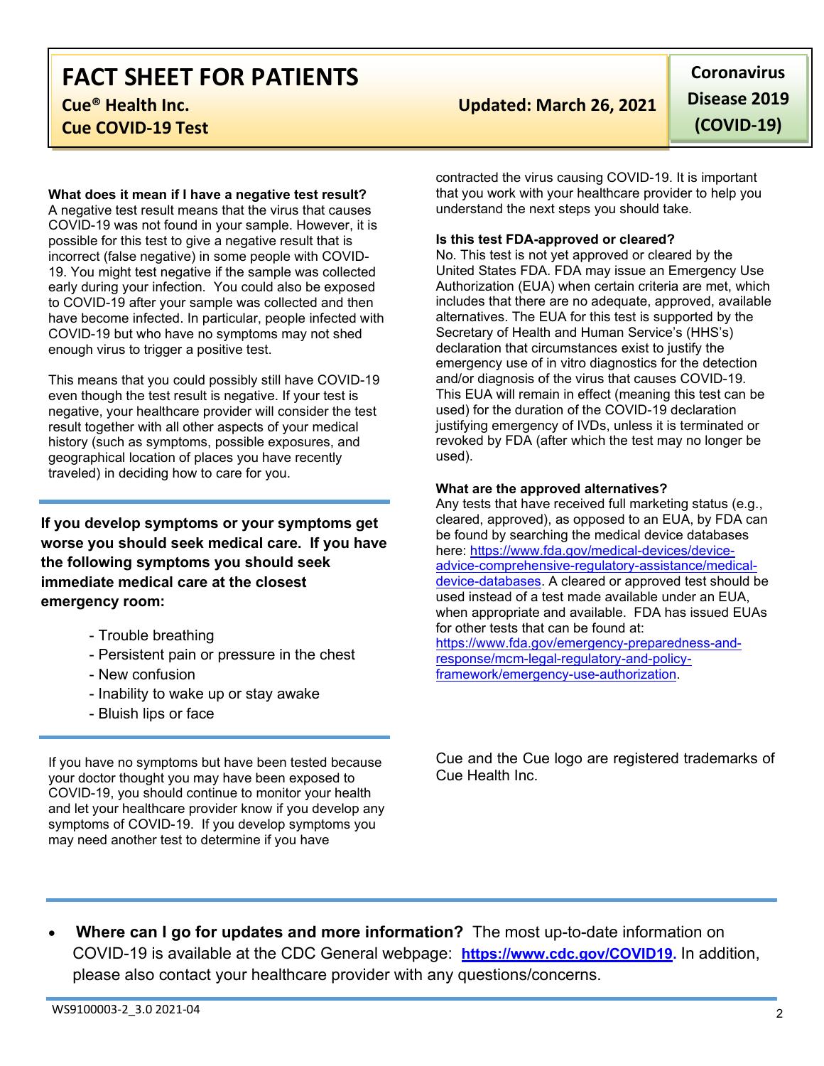# FACT SHEET FOR PATIENTS

**Cue® Health Inc.**
**Cue COVID-19 Test**

**Updated: March 26, 2021**

**Coronavirus Disease 2019 (COVID-19)**

**What does it mean if I have a negative test result?**
A negative test result means that the virus that causes COVID-19 was not found in your sample. However, it is possible for this test to give a negative result that is incorrect (false negative) in some people with COVID-19. You might test negative if the sample was collected early during your infection. You could also be exposed to COVID-19 after your sample was collected and then have become infected. In particular, people infected with COVID-19 but who have no symptoms may not shed enough virus to trigger a positive test.

This means that you could possibly still have COVID-19 even though the test result is negative. If your test is negative, your healthcare provider will consider the test result together with all other aspects of your medical history (such as symptoms, possible exposures, and geographical location of places you have recently traveled) in deciding how to care for you.

**If you develop symptoms or your symptoms get worse you should seek medical care. If you have the following symptoms you should seek immediate medical care at the closest emergency room:**

- Trouble breathing
- Persistent pain or pressure in the chest
- New confusion
- Inability to wake up or stay awake
- Bluish lips or face

If you have no symptoms but have been tested because your doctor thought you may have been exposed to COVID-19, you should continue to monitor your health and let your healthcare provider know if you develop any symptoms of COVID-19. If you develop symptoms you may need another test to determine if you have contracted the virus causing COVID-19. It is important that you work with your healthcare provider to help you understand the next steps you should take.

**Is this test FDA-approved or cleared?**
No. This test is not yet approved or cleared by the United States FDA. FDA may issue an Emergency Use Authorization (EUA) when certain criteria are met, which includes that there are no adequate, approved, available alternatives. The EUA for this test is supported by the Secretary of Health and Human Service's (HHS's) declaration that circumstances exist to justify the emergency use of in vitro diagnostics for the detection and/or diagnosis of the virus that causes COVID-19. This EUA will remain in effect (meaning this test can be used) for the duration of the COVID-19 declaration justifying emergency of IVDs, unless it is terminated or revoked by FDA (after which the test may no longer be used).

**What are the approved alternatives?**
Any tests that have received full marketing status (e.g., cleared, approved), as opposed to an EUA, by FDA can be found by searching the medical device databases here: https://www.fda.gov/medical-devices/device-advice-comprehensive-regulatory-assistance/medical-device-databases. A cleared or approved test should be used instead of a test made available under an EUA, when appropriate and available. FDA has issued EUAs for other tests that can be found at: https://www.fda.gov/emergency-preparedness-and-response/mcm-legal-regulatory-and-policy-framework/emergency-use-authorization.

Cue and the Cue logo are registered trademarks of Cue Health Inc.

- **Where can I go for updates and more information?** The most up-to-date information on COVID-19 is available at the CDC General webpage: **https://www.cdc.gov/COVID19.** In addition, please also contact your healthcare provider with any questions/concerns.

WS9100003-2_3.0 2021-04